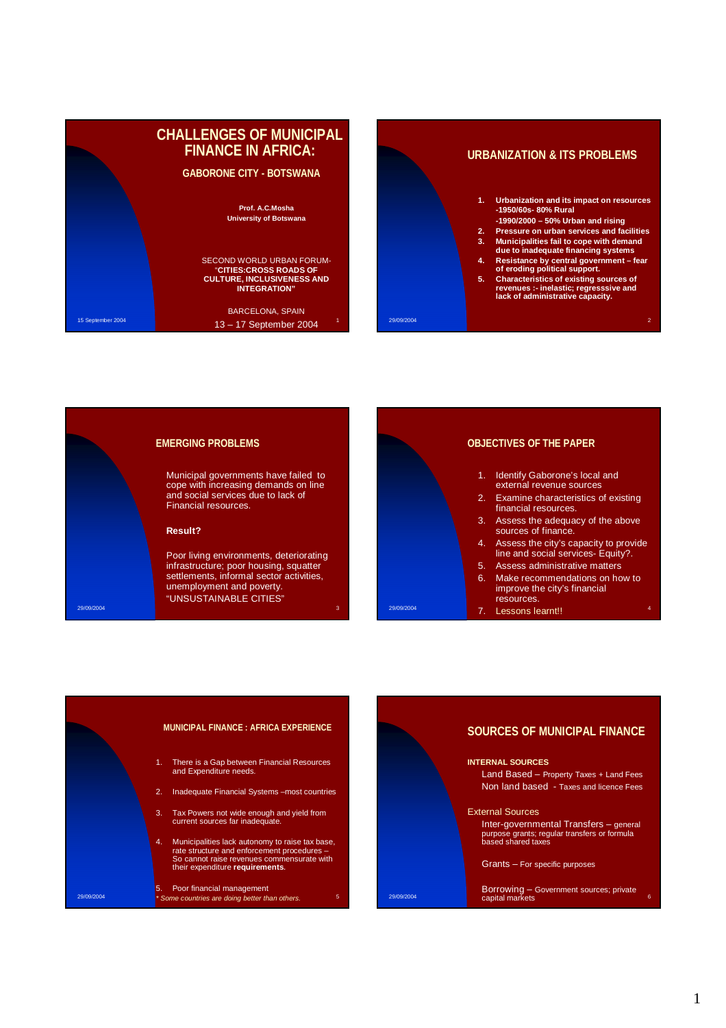# CHALLENGES OF MUNICIPAL FINANCE IN AFRICA:

## GABORONE CITY - BOTSWANA

**Prof. A.C.Mosha**
**University of Botswana**

SECOND WORLD URBAN FORUM-
"**CITIES:CROSS ROADS OF CULTURE, INCLUSIVENESS AND INTEGRATION"**

BARCELONA, SPAIN
13 – 17 September 2004

15 September 2004

## URBANIZATION & ITS PROBLEMS

1. **Urbanization and its impact on resources**
   **-1950/60s- 80% Rural**
   **-1990/2000 – 50% Urban and rising**
2. **Pressure on urban services and facilities**
3. **Municipalities fail to cope with demand due to inadequate financing systems**
4. **Resistance by central government – fear of eroding political support.**
5. **Characteristics of existing sources of revenues :- inelastic; regresssive and lack of administrative capacity.**

29/09/2004

## EMERGING PROBLEMS

Municipal governments have failed to cope with increasing demands on line and social services due to lack of Financial resources.

**Result?**

Poor living environments, deteriorating infrastructure; poor housing, squatter settlements, informal sector activities, unemployment and poverty.
"UNSUSTAINABLE CITIES"

29/09/2004

## OBJECTIVES OF THE PAPER

1. Identify Gaborone's local and external revenue sources
2. Examine characteristics of existing financial resources.
3. Assess the adequacy of the above sources of finance.
4. Assess the city's capacity to provide line and social services- Equity?.
5. Assess administrative matters
6. Make recommendations on how to improve the city's financial resources.
7. Lessons learnt!!

29/09/2004

## MUNICIPAL FINANCE : AFRICA EXPERIENCE

1. There is a Gap between Financial Resources and Expenditure needs.
2. Inadequate Financial Systems –most countries
3. Tax Powers not wide enough and yield from current sources far inadequate.
4. Municipalities lack autonomy to raise tax base, rate structure and enforcement procedures – So cannot raise revenues commensurate with their expenditure **requirements.**
5. Poor financial management

*\* Some countries are doing better than others.*

29/09/2004

## SOURCES OF MUNICIPAL FINANCE

**INTERNAL SOURCES**

Land Based – Property Taxes + Land Fees
Non land based - Taxes and licence Fees

External Sources

Inter-governmental Transfers – general purpose grants; regular transfers or formula based shared taxes

Grants – For specific purposes

Borrowing – Government sources; private capital markets

29/09/2004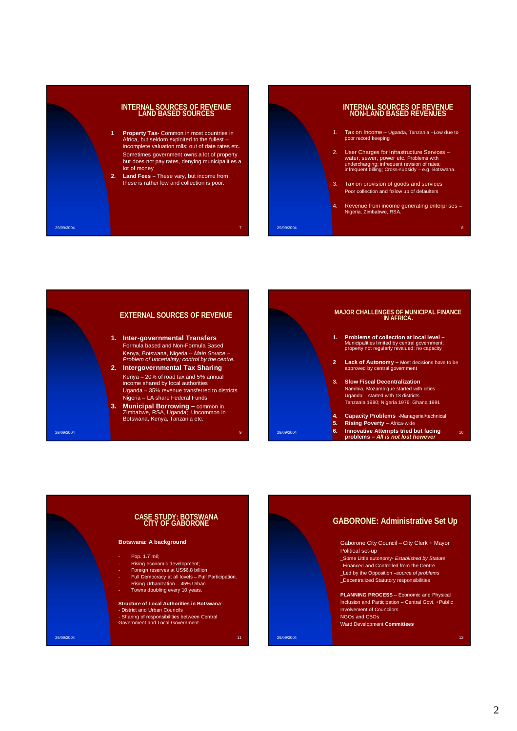## INTERNAL SOURCES OF REVENUE
## LAND BASED SOURCES

1. **Property Tax-** Common in most countries in Africa, but seldom exploited to the fullest – incomplete valuation rolls; out of date rates etc.
   Sometimes government owns a lot of property but does not pay rates, denying municipalities a lot of money
2. **Land Fees –** These vary, but income from these is rather low and collection is poor.

## INTERNAL SOURCES OF REVENUE
## NON-LAND BASED REVENUES

1. Tax on Income – Uganda, Tanzania –Low due to poor record keeping
2. User Charges for Infrastructure Services – water, sewer, power etc. Problems with undercharging; infrequent revision of rates; infrequent billing; Cross-subsidy – e.g. Botswana.
3. Tax on provision of goods and services
   Poor collection and follow up of defaulters
4. Revenue from income generating enterprises – Nigeria, Zimbabwe, RSA.

## EXTERNAL SOURCES OF REVENUE

1. **Inter-governmental Transfers**
   Formula based and Non-Formula Based
   Kenya, Botswana, Nigeria – *Main Source – Problem of uncertainty; control by the centre.*
2. **Intergovernmental Tax Sharing**
   Kenya – 20% of road tax and 5% annual income shared by local authorities
   Uganda – 35% revenue transferred to districts
   Nigeria – LA share Federal Funds
3. **Municipal Borrowing –** common in Zimbabwe, RSA, Uganda; Uncommon in Botswana, Kenya, Tanzania etc.

## MAJOR CHALLENGES OF MUNICIPAL FINANCE IN AFRICA.

1. **Problems of collection at local level –** Municipalities limited by central government; property not regularly revalued; no capacity
2. **Lack of Autonomy –** Most decisions have to be approved by central government
3. **Slow Fiscal Decentralization**
   Namibia, Mozambique started with cities
   Uganda – started with 13 districts
   Tanzania 1980; Nigeria 1976; Ghana 1991
4. **Capacity Problems** -Managerial/technical
5. **Rising Poverty –** Africa-wide
6. **Innovative Attempts tried but facing problems –** ***All is not lost however***

## CASE STUDY: BOTSWANA
## CITY OF GABORONE

**Botswana: A background**

- Pop. 1.7 mil;
- Rising economic development;
- Foreign reserves at US$6.8 billion
- Full Democracy at all levels – Full Participation.
- Rising Urbanization – 45% Urban
- Towns doubling every 10 years.

**Structure of Local Authorities in Botswana**:-
- District and Urban Councils
- Sharing of responsibilities between Central Government and Local Government.

## GABORONE: Administrative Set Up

Gaborone City Council – City Clerk + Mayor
Political set-up
_Some Little autonomy- *Established by Statute*
_Financed and Controlled from the Centre
_Led by the Opposition –*source of problems*
_Decentralized Statutory responsibilities

**PLANNING PROCESS** – Economic and Physical
Inclusion and Participation – Central Govt. +Public
Involvement of Councilors
NGOs and CBOs
Ward Development **Committees**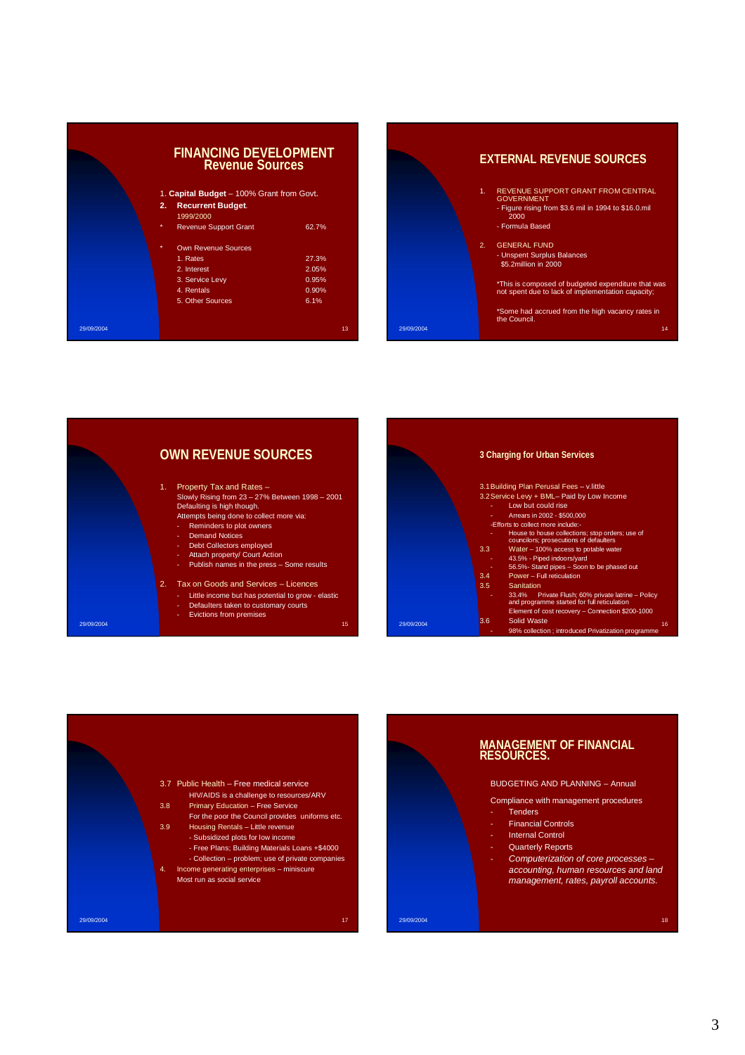## FINANCING DEVELOPMENT
### Revenue Sources

1. **Capital Budget** – 100% Grant from Govt.
2. **Recurrent Budget**
   1999/2000

| | | |
|---|---|---|
| * | Revenue Support Grant | 62.7% |
| * | Own Revenue Sources | |
| | 1. Rates | 27.3% |
| | 2. Interest | 2.05% |
| | 3. Service Levy | 0.95% |
| | 4. Rentals | 0.90% |
| | 5. Other Sources | 6.1% |

## EXTERNAL REVENUE SOURCES

1. REVENUE SUPPORT GRANT FROM CENTRAL GOVERNMENT
   - Figure rising from $3.6 mil in 1994 to $16.0.mil 2000
   - Formula Based
2. GENERAL FUND
   - Unspent Surplus Balances
   $5.2million in 2000

   *This is composed of budgeted expenditure that was not spent due to lack of implementation capacity;

   *Some had accrued from the high vacancy rates in the Council.

## OWN REVENUE SOURCES

1. Property Tax and Rates –
   Slowly Rising from 23 – 27% Between 1998 – 2001
   Defaulting is high though.
   Attempts being done to collect more via:
   - Reminders to plot owners
   - Demand Notices
   - Debt Collectors employed
   - Attach property/ Court Action
   - Publish names in the press – Some results
2. Tax on Goods and Services – Licences
   - Little income but has potential to grow - elastic
   - Defaulters taken to customary courts
   - Evictions from premises

## 3 Charging for Urban Services

3.1 Building Plan Perusal Fees – v.little
3.2 Service Levy + BML– Paid by Low Income
- Low but could rise
- Arrears in 2002 - $500,000

-Efforts to collect more include:-
- House to house collections; stop orders; use of councilors; prosecutions of defaulters

3.3 Water – 100% access to potable water
- 43.5% - Piped indoors/yard
- 56.5%- Stand pipes – Soon to be phased out

3.4 Power – Full reticulation
3.5 Sanitation
- 33.4% Private Flush; 60% private latrine – Policy and programme started for full reticulation
  Element of cost recovery – Connection $200-1000

3.6 Solid Waste
- 98% collection ; introduced Privatization programme

3.7 Public Health – Free medical service
HIV/AIDS is a challenge to resources/ARV
3.8 Primary Education – Free Service
For the poor the Council provides uniforms etc.
3.9 Housing Rentals – Little revenue
- Subsidized plots for low income
- Free Plans; Building Materials Loans +$4000
- Collection – problem; use of private companies
4. Income generating enterprises – miniscure
Most run as social service

## MANAGEMENT OF FINANCIAL RESOURCES.

BUDGETING AND PLANNING – Annual

Compliance with management procedures
- Tenders
- Financial Controls
- Internal Control
- Quarterly Reports
- *Computerization of core processes – accounting, human resources and land management, rates, payroll accounts.*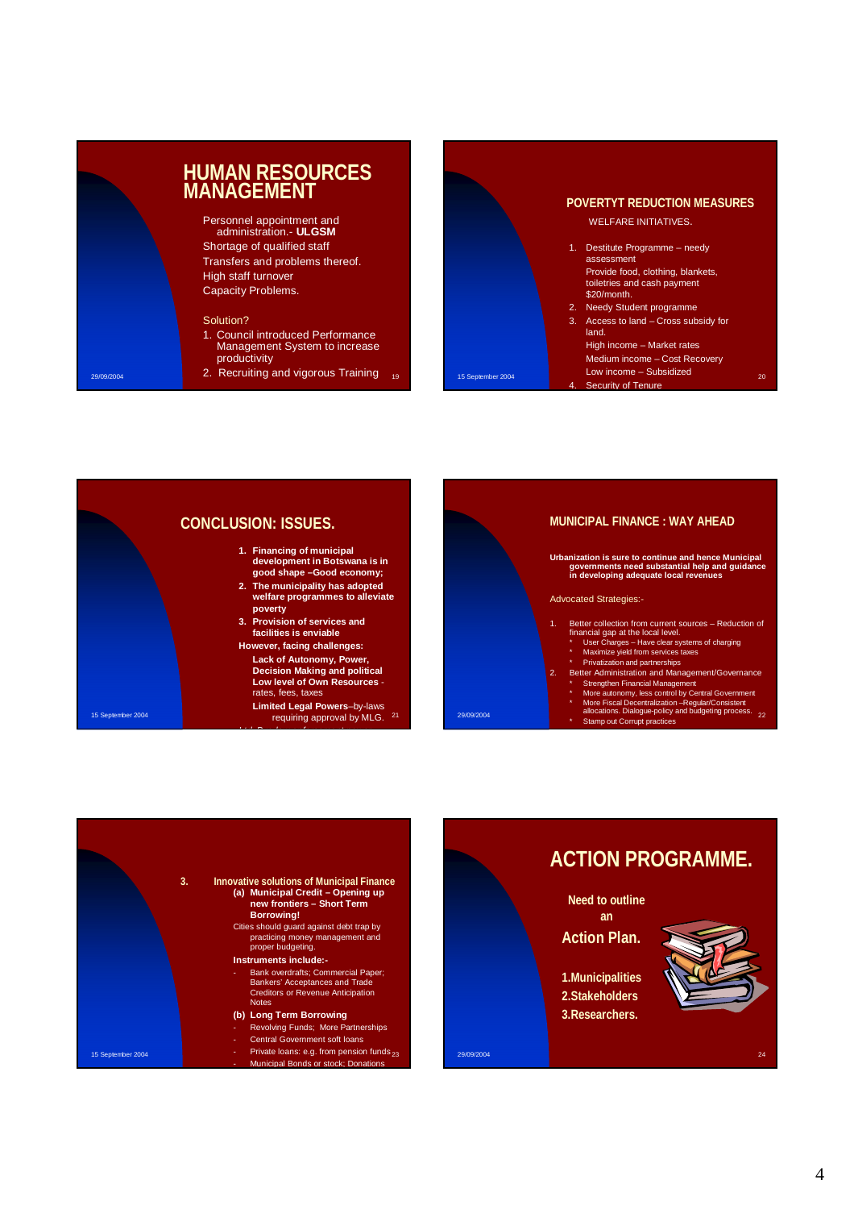## HUMAN RESOURCES MANAGEMENT

- Personnel appointment and administration.- **ULGSM**
- Shortage of qualified staff
- Transfers and problems thereof.
- High staff turnover
- Capacity Problems.

Solution?

1. Council introduced Performance Management System to increase productivity
2. Recruiting and vigorous Training

## POVERTYT REDUCTION MEASURES

WELFARE INITIATIVES.

1. Destitute Programme – needy assessment
   Provide food, clothing, blankets, toiletries and cash payment $20/month.
2. Needy Student programme
3. Access to land – Cross subsidy for land.
   High income – Market rates
   Medium income – Cost Recovery
   Low income – Subsidized
4. Security of Tenure

## CONCLUSION: ISSUES.

1. **Financing of municipal development in Botswana is in good shape –Good economy;**
2. **The municipality has adopted welfare programmes to alleviate poverty**
3. **Provision of services and facilities is enviable**

**However, facing challenges:**

**Lack of Autonomy, Power, Decision Making and political**
**Low level of Own Resources** - rates, fees, taxes
**Limited Legal Powers**–by-laws requiring approval by MLG.

## MUNICIPAL FINANCE : WAY AHEAD

**Urbanization is sure to continue and hence Municipal governments need substantial help and guidance in developing adequate local revenues**

Advocated Strategies:-

1. Better collection from current sources – Reduction of financial gap at the local level.
   - User Charges – Have clear systems of charging
   - Maximize yield from services taxes
   - Privatization and partnerships
2. Better Administration and Management/Governance
   - Strengthen Financial Management
   - More autonomy, less control by Central Government
   - More Fiscal Decentralization –Regular/Consistent allocations. Dialogue-policy and budgeting process.
   - Stamp out Corrupt practices

3. **Innovative solutions of Municipal Finance**
   - **(a) Municipal Credit – Opening up new frontiers – Short Term Borrowing!**
     Cities should guard against debt trap by practicing money management and proper budgeting.

     **Instruments include:-**
     - Bank overdrafts; Commercial Paper; Bankers' Acceptances and Trade Creditors or Revenue Anticipation Notes
   - **(b) Long Term Borrowing**
     - Revolving Funds; More Partnerships
     - Central Government soft loans
     - Private loans: e.g. from pension funds
     - Municipal Bonds or stock; Donations

## ACTION PROGRAMME.

**Need to outline an**

**Action Plan.**

**1.Municipalities**
**2.Stakeholders**
**3.Researchers.**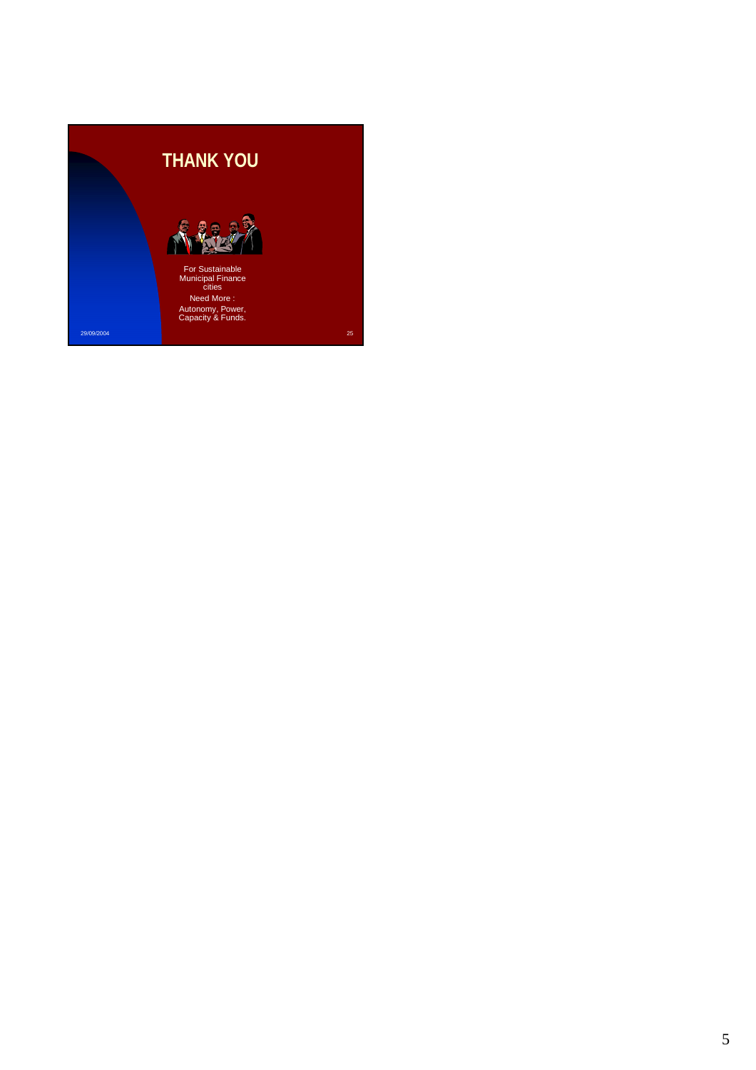# THANK YOU

For Sustainable Municipal Finance cities

Need More :

Autonomy, Power, Capacity & Funds.

29/09/2004